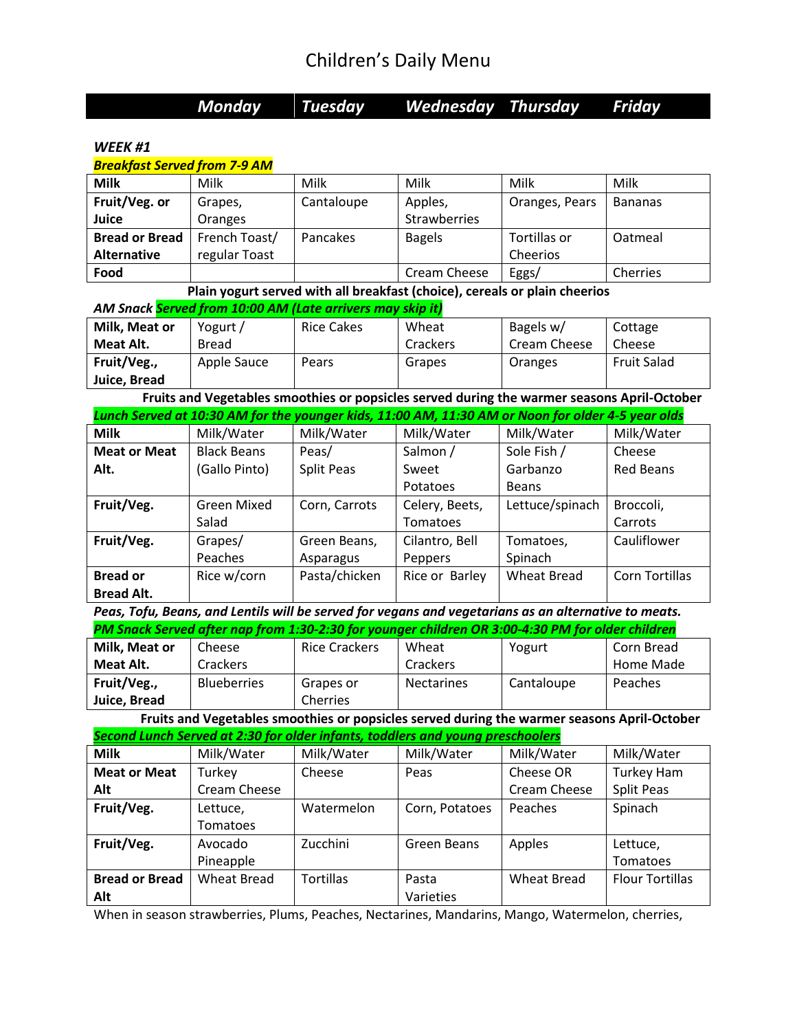# Children's Daily Menu

| | Monday | Tuesday | Wednesday | Thursday | Friday |
|---|---|---|---|---|---|

***WEEK #1***

***Breakfast Served from 7-9 AM***

| | | | | | |
|---|---|---|---|---|---|
| **Milk** | Milk | Milk | Milk | Milk | Milk |
| **Fruit/Veg. or Juice** | Grapes, Oranges | Cantaloupe | Apples, Strawberries | Oranges, Pears | Bananas |
| **Bread or Bread Alternative** | French Toast/ regular Toast | Pancakes | Bagels | Tortillas or Cheerios | Oatmeal |
| **Food** | | | Cream Cheese | Eggs/ | Cherries |

**Plain yogurt served with all breakfast (choice), cereals or plain cheerios**

***AM Snack Served from 10:00 AM (Late arrivers may skip it)***

| | | | | | |
|---|---|---|---|---|---|
| **Milk, Meat or Meat Alt.** | Yogurt / Bread | Rice Cakes | Wheat Crackers | Bagels w/ Cream Cheese | Cottage Cheese |
| **Fruit/Veg., Juice, Bread** | Apple Sauce | Pears | Grapes | Oranges | Fruit Salad |

**Fruits and Vegetables smoothies or popsicles served during the warmer seasons April-October**

***Lunch Served at 10:30 AM for the younger kids, 11:00 AM, 11:30 AM or Noon for older 4-5 year olds***

| | | | | | |
|---|---|---|---|---|---|
| **Milk** | Milk/Water | Milk/Water | Milk/Water | Milk/Water | Milk/Water |
| **Meat or Meat Alt.** | Black Beans (Gallo Pinto) | Peas/ Split Peas | Salmon / Sweet Potatoes | Sole Fish / Garbanzo Beans | Cheese Red Beans |
| **Fruit/Veg.** | Green Mixed Salad | Corn, Carrots | Celery, Beets, Tomatoes | Lettuce/spinach | Broccoli, Carrots |
| **Fruit/Veg.** | Grapes/ Peaches | Green Beans, Asparagus | Cilantro, Bell Peppers | Tomatoes, Spinach | Cauliflower |
| **Bread or Bread Alt.** | Rice w/corn | Pasta/chicken | Rice or Barley | Wheat Bread | Corn Tortillas |

***Peas, Tofu, Beans, and Lentils will be served for vegans and vegetarians as an alternative to meats.***

***PM Snack Served after nap from 1:30-2:30 for younger children OR 3:00-4:30 PM for older children***

| | | | | | |
|---|---|---|---|---|---|
| **Milk, Meat or Meat Alt.** | Cheese Crackers | Rice Crackers | Wheat Crackers | Yogurt | Corn Bread Home Made |
| **Fruit/Veg., Juice, Bread** | Blueberries | Grapes or Cherries | Nectarines | Cantaloupe | Peaches |

**Fruits and Vegetables smoothies or popsicles served during the warmer seasons April-October**

***Second Lunch Served at 2:30 for older infants, toddlers and young preschoolers***

| | | | | | |
|---|---|---|---|---|---|
| **Milk** | Milk/Water | Milk/Water | Milk/Water | Milk/Water | Milk/Water |
| **Meat or Meat Alt** | Turkey Cream Cheese | Cheese | Peas | Cheese OR Cream Cheese | Turkey Ham Split Peas |
| **Fruit/Veg.** | Lettuce, Tomatoes | Watermelon | Corn, Potatoes | Peaches | Spinach |
| **Fruit/Veg.** | Avocado Pineapple | Zucchini | Green Beans | Apples | Lettuce, Tomatoes |
| **Bread or Bread Alt** | Wheat Bread | Tortillas | Pasta Varieties | Wheat Bread | Flour Tortillas |

When in season strawberries, Plums, Peaches, Nectarines, Mandarins, Mango, Watermelon, cherries,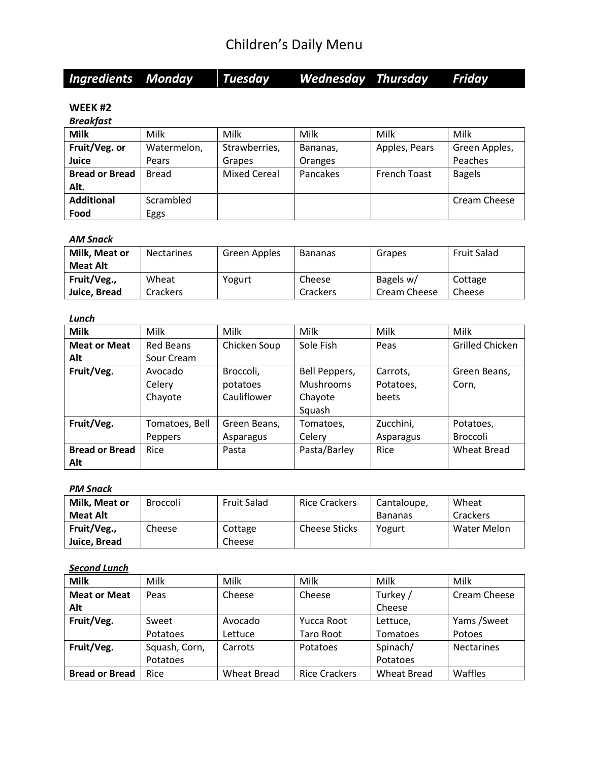# Children's Daily Menu

| *Ingredients* | *Monday* | *Tuesday* | *Wednesday* | *Thursday* | *Friday* |
|---|---|---|---|---|---|

**WEEK #2**

***Breakfast***

| | | | | | |
|---|---|---|---|---|---|
| **Milk** | Milk | Milk | Milk | Milk | Milk |
| **Fruit/Veg. or Juice** | Watermelon, Pears | Strawberries, Grapes | Bananas, Oranges | Apples, Pears | Green Apples, Peaches |
| **Bread or Bread Alt.** | Bread | Mixed Cereal | Pancakes | French Toast | Bagels |
| **Additional Food** | Scrambled Eggs | | | | Cream Cheese |

***AM Snack***

| | | | | | |
|---|---|---|---|---|---|
| **Milk, Meat or Meat Alt** | Nectarines | Green Apples | Bananas | Grapes | Fruit Salad |
| **Fruit/Veg., Juice, Bread** | Wheat Crackers | Yogurt | Cheese Crackers | Bagels w/ Cream Cheese | Cottage Cheese |

***Lunch***

| | | | | | |
|---|---|---|---|---|---|
| **Milk** | Milk | Milk | Milk | Milk | Milk |
| **Meat or Meat Alt** | Red Beans Sour Cream | Chicken Soup | Sole Fish | Peas | Grilled Chicken |
| **Fruit/Veg.** | Avocado Celery Chayote | Broccoli, potatoes Cauliflower | Bell Peppers, Mushrooms Chayote Squash | Carrots, Potatoes, beets | Green Beans, Corn, |
| **Fruit/Veg.** | Tomatoes, Bell Peppers | Green Beans, Asparagus | Tomatoes, Celery | Zucchini, Asparagus | Potatoes, Broccoli |
| **Bread or Bread Alt** | Rice | Pasta | Pasta/Barley | Rice | Wheat Bread |

***PM Snack***

| | | | | | |
|---|---|---|---|---|---|
| **Milk, Meat or Meat Alt** | Broccoli | Fruit Salad | Rice Crackers | Cantaloupe, Bananas | Wheat Crackers |
| **Fruit/Veg., Juice, Bread** | Cheese | Cottage Cheese | Cheese Sticks | Yogurt | Water Melon |

***<u>Second Lunch</u>***

| | | | | | |
|---|---|---|---|---|---|
| **Milk** | Milk | Milk | Milk | Milk | Milk |
| **Meat or Meat Alt** | Peas | Cheese | Cheese | Turkey / Cheese | Cream Cheese |
| **Fruit/Veg.** | Sweet Potatoes | Avocado Lettuce | Yucca Root Taro Root | Lettuce, Tomatoes | Yams /Sweet Potoes |
| **Fruit/Veg.** | Squash, Corn, Potatoes | Carrots | Potatoes | Spinach/ Potatoes | Nectarines |
| **Bread or Bread** | Rice | Wheat Bread | Rice Crackers | Wheat Bread | Waffles |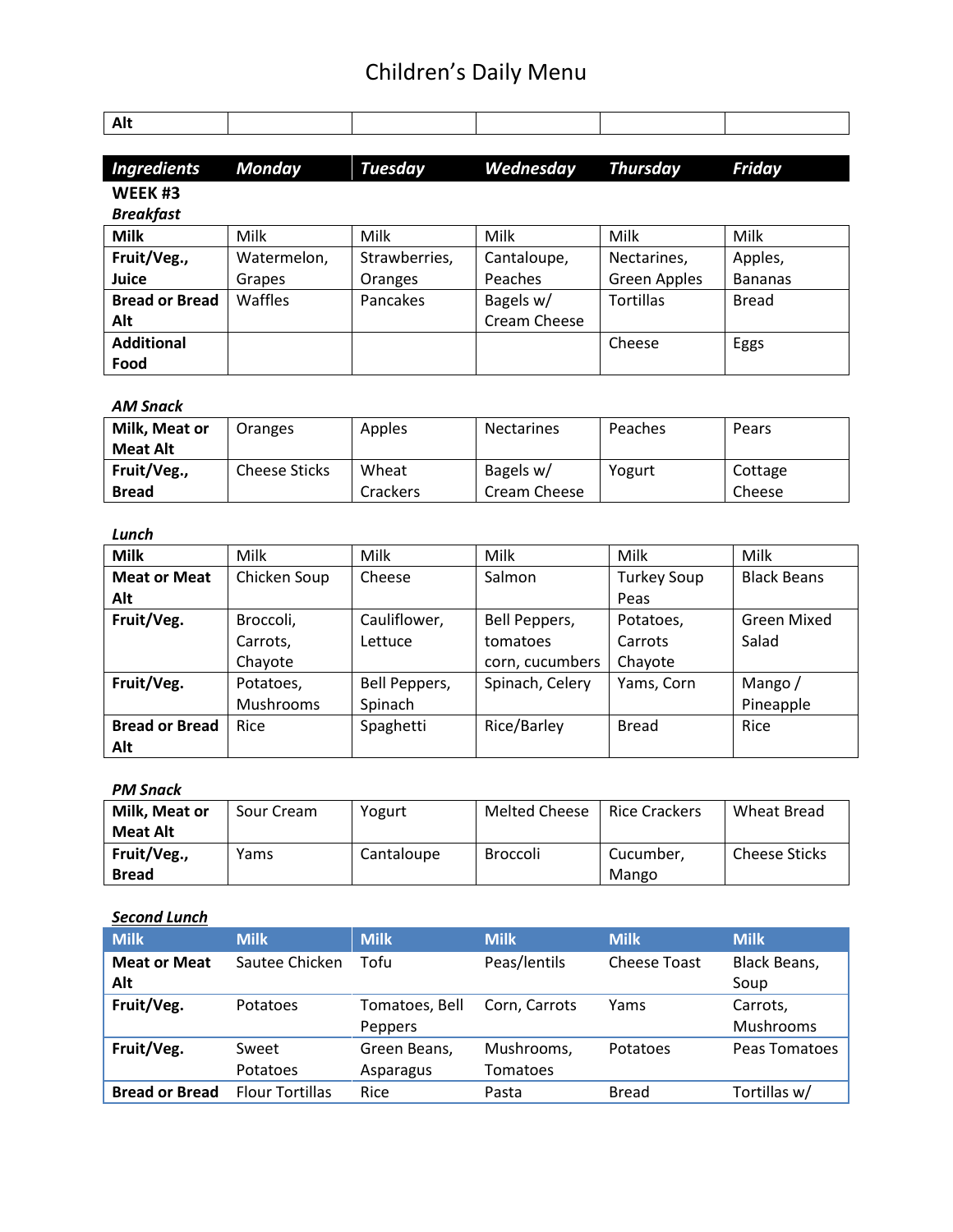# Children's Daily Menu

| Alt | | | | | |
|---|---|---|---|---|---|

| *Ingredients* | *Monday* | *Tuesday* | *Wednesday* | *Thursday* | *Friday* |
|---|---|---|---|---|---|

**WEEK #3**

***Breakfast***

| | | | | | |
|---|---|---|---|---|---|
| **Milk** | Milk | Milk | Milk | Milk | Milk |
| **Fruit/Veg., Juice** | Watermelon, Grapes | Strawberries, Oranges | Cantaloupe, Peaches | Nectarines, Green Apples | Apples, Bananas |
| **Bread or Bread Alt** | Waffles | Pancakes | Bagels w/ Cream Cheese | Tortillas | Bread |
| **Additional Food** | | | | Cheese | Eggs |

***AM Snack***

| | | | | | |
|---|---|---|---|---|---|
| **Milk, Meat or Meat Alt** | Oranges | Apples | Nectarines | Peaches | Pears |
| **Fruit/Veg., Bread** | Cheese Sticks | Wheat Crackers | Bagels w/ Cream Cheese | Yogurt | Cottage Cheese |

***Lunch***

| | | | | | |
|---|---|---|---|---|---|
| **Milk** | Milk | Milk | Milk | Milk | Milk |
| **Meat or Meat Alt** | Chicken Soup | Cheese | Salmon | Turkey Soup Peas | Black Beans |
| **Fruit/Veg.** | Broccoli, Carrots, Chayote | Cauliflower, Lettuce | Bell Peppers, tomatoes corn, cucumbers | Potatoes, Carrots Chayote | Green Mixed Salad |
| **Fruit/Veg.** | Potatoes, Mushrooms | Bell Peppers, Spinach | Spinach, Celery | Yams, Corn | Mango / Pineapple |
| **Bread or Bread Alt** | Rice | Spaghetti | Rice/Barley | Bread | Rice |

***PM Snack***

| | | | | | |
|---|---|---|---|---|---|
| **Milk, Meat or Meat Alt** | Sour Cream | Yogurt | Melted Cheese | Rice Crackers | Wheat Bread |
| **Fruit/Veg., Bread** | Yams | Cantaloupe | Broccoli | Cucumber, Mango | Cheese Sticks |

***Second Lunch***

| **Milk** | **Milk** | **Milk** | **Milk** | **Milk** | **Milk** |
|---|---|---|---|---|---|
| **Meat or Meat Alt** | Sautee Chicken | Tofu | Peas/lentils | Cheese Toast | Black Beans, Soup |
| **Fruit/Veg.** | Potatoes | Tomatoes, Bell Peppers | Corn, Carrots | Yams | Carrots, Mushrooms |
| **Fruit/Veg.** | Sweet Potatoes | Green Beans, Asparagus | Mushrooms, Tomatoes | Potatoes | Peas Tomatoes |
| **Bread or Bread** | Flour Tortillas | Rice | Pasta | Bread | Tortillas w/ |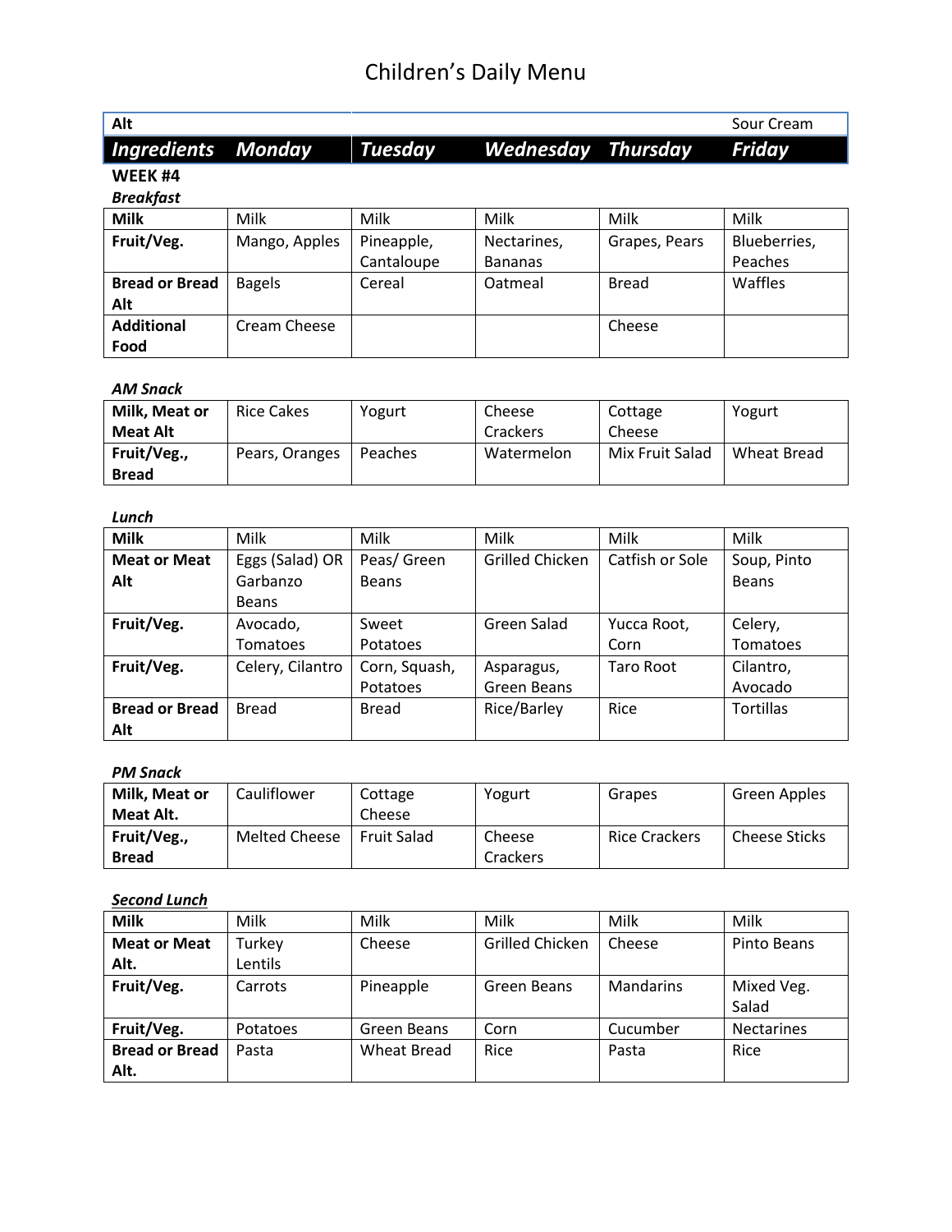# Children's Daily Menu

| Alt | | | | | Sour Cream |
|---|---|---|---|---|---|
| ***Ingredients*** | ***Monday*** | ***Tuesday*** | ***Wednesday*** | ***Thursday*** | ***Friday*** |

**WEEK #4**

***Breakfast***

| | | | | | |
|---|---|---|---|---|---|
| **Milk** | Milk | Milk | Milk | Milk | Milk |
| **Fruit/Veg.** | Mango, Apples | Pineapple, Cantaloupe | Nectarines, Bananas | Grapes, Pears | Blueberries, Peaches |
| **Bread or Bread Alt** | Bagels | Cereal | Oatmeal | Bread | Waffles |
| **Additional Food** | Cream Cheese | | | Cheese | |

***AM Snack***

| | | | | | |
|---|---|---|---|---|---|
| **Milk, Meat or Meat Alt** | Rice Cakes | Yogurt | Cheese Crackers | Cottage Cheese | Yogurt |
| **Fruit/Veg., Bread** | Pears, Oranges | Peaches | Watermelon | Mix Fruit Salad | Wheat Bread |

***Lunch***

| | | | | | |
|---|---|---|---|---|---|
| **Milk** | Milk | Milk | Milk | Milk | Milk |
| **Meat or Meat Alt** | Eggs (Salad) OR Garbanzo Beans | Peas/ Green Beans | Grilled Chicken | Catfish or Sole | Soup, Pinto Beans |
| **Fruit/Veg.** | Avocado, Tomatoes | Sweet Potatoes | Green Salad | Yucca Root, Corn | Celery, Tomatoes |
| **Fruit/Veg.** | Celery, Cilantro | Corn, Squash, Potatoes | Asparagus, Green Beans | Taro Root | Cilantro, Avocado |
| **Bread or Bread Alt** | Bread | Bread | Rice/Barley | Rice | Tortillas |

***PM Snack***

| | | | | | |
|---|---|---|---|---|---|
| **Milk, Meat or Meat Alt.** | Cauliflower | Cottage Cheese | Yogurt | Grapes | Green Apples |
| **Fruit/Veg., Bread** | Melted Cheese | Fruit Salad | Cheese Crackers | Rice Crackers | Cheese Sticks |

***Second Lunch***

| | | | | | |
|---|---|---|---|---|---|
| **Milk** | Milk | Milk | Milk | Milk | Milk |
| **Meat or Meat Alt.** | Turkey Lentils | Cheese | Grilled Chicken | Cheese | Pinto Beans |
| **Fruit/Veg.** | Carrots | Pineapple | Green Beans | Mandarins | Mixed Veg. Salad |
| **Fruit/Veg.** | Potatoes | Green Beans | Corn | Cucumber | Nectarines |
| **Bread or Bread Alt.** | Pasta | Wheat Bread | Rice | Pasta | Rice |